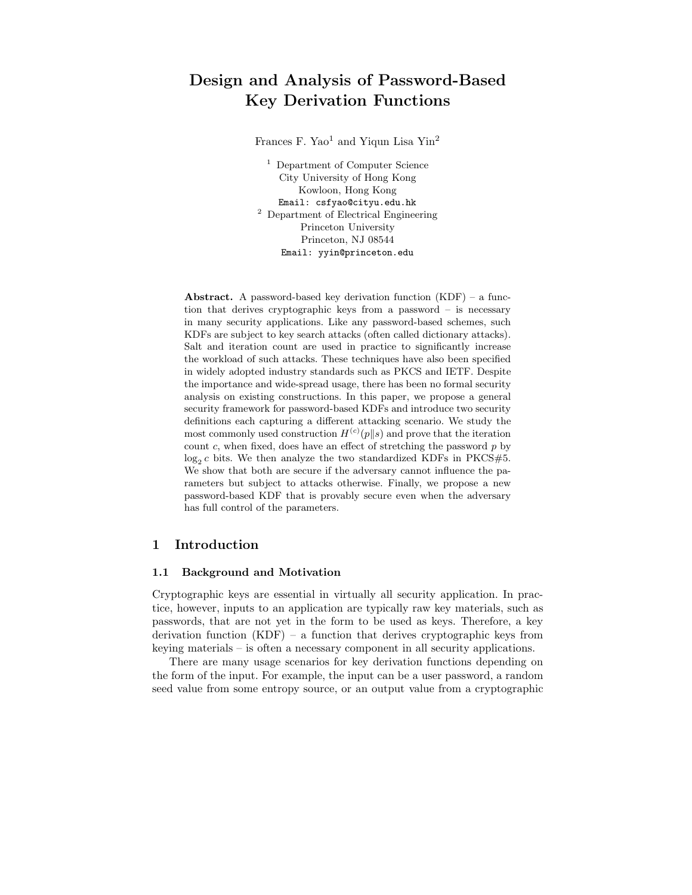# Design and Analysis of Password-Based Key Derivation Functions

Frances F. Yao[1] and Yiqun Lisa Yin[2]

[1] Department of Computer Science
City University of Hong Kong
Kowloon, Hong Kong
Email: csfyao@cityu.edu.hk

[2] Department of Electrical Engineering
Princeton University
Princeton, NJ 08544
Email: yyin@princeton.edu

**Abstract.** A password-based key derivation function (KDF) – a function that derives cryptographic keys from a password – is necessary in many security applications. Like any password-based schemes, such KDFs are subject to key search attacks (often called dictionary attacks). Salt and iteration count are used in practice to significantly increase the workload of such attacks. These techniques have also been specified in widely adopted industry standards such as PKCS and IETF. Despite the importance and wide-spread usage, there has been no formal security analysis on existing constructions. In this paper, we propose a general security framework for password-based KDFs and introduce two security definitions each capturing a different attacking scenario. We study the most commonly used construction $H^{(c)}(p\|s)$ and prove that the iteration count $c$, when fixed, does have an effect of stretching the password $p$ by $\log_2 c$ bits. We then analyze the two standardized KDFs in PKCS#5. We show that both are secure if the adversary cannot influence the parameters but subject to attacks otherwise. Finally, we propose a new password-based KDF that is provably secure even when the adversary has full control of the parameters.

## 1 Introduction

### 1.1 Background and Motivation

Cryptographic keys are essential in virtually all security application. In practice, however, inputs to an application are typically raw key materials, such as passwords, that are not yet in the form to be used as keys. Therefore, a key derivation function (KDF) – a function that derives cryptographic keys from keying materials – is often a necessary component in all security applications.

There are many usage scenarios for key derivation functions depending on the form of the input. For example, the input can be a user password, a random seed value from some entropy source, or an output value from a cryptographic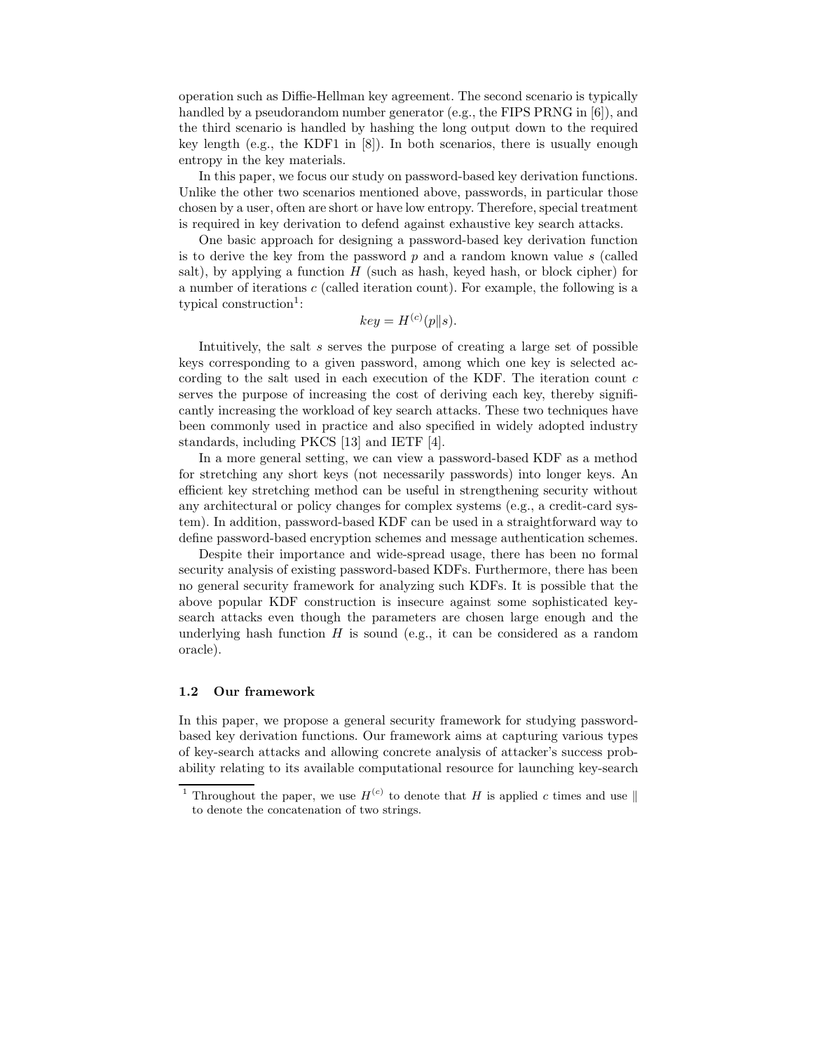operation such as Diffie-Hellman key agreement. The second scenario is typically handled by a pseudorandom number generator (e.g., the FIPS PRNG in [6]), and the third scenario is handled by hashing the long output down to the required key length (e.g., the KDF1 in [8]). In both scenarios, there is usually enough entropy in the key materials.

In this paper, we focus our study on password-based key derivation functions. Unlike the other two scenarios mentioned above, passwords, in particular those chosen by a user, often are short or have low entropy. Therefore, special treatment is required in key derivation to defend against exhaustive key search attacks.

One basic approach for designing a password-based key derivation function is to derive the key from the password $p$ and a random known value $s$ (called salt), by applying a function $H$ (such as hash, keyed hash, or block cipher) for a number of iterations $c$ (called iteration count). For example, the following is a typical construction[1]:

$$key = H^{(c)}(p\|s).$$

Intuitively, the salt $s$ serves the purpose of creating a large set of possible keys corresponding to a given password, among which one key is selected according to the salt used in each execution of the KDF. The iteration count $c$ serves the purpose of increasing the cost of deriving each key, thereby significantly increasing the workload of key search attacks. These two techniques have been commonly used in practice and also specified in widely adopted industry standards, including PKCS [13] and IETF [4].

In a more general setting, we can view a password-based KDF as a method for stretching any short keys (not necessarily passwords) into longer keys. An efficient key stretching method can be useful in strengthening security without any architectural or policy changes for complex systems (e.g., a credit-card system). In addition, password-based KDF can be used in a straightforward way to define password-based encryption schemes and message authentication schemes.

Despite their importance and wide-spread usage, there has been no formal security analysis of existing password-based KDFs. Furthermore, there has been no general security framework for analyzing such KDFs. It is possible that the above popular KDF construction is insecure against some sophisticated key-search attacks even though the parameters are chosen large enough and the underlying hash function $H$ is sound (e.g., it can be considered as a random oracle).

### 1.2 Our framework

In this paper, we propose a general security framework for studying password-based key derivation functions. Our framework aims at capturing various types of key-search attacks and allowing concrete analysis of attacker's success probability relating to its available computational resource for launching key-search

[1] Throughout the paper, we use $H^{(c)}$ to denote that $H$ is applied $c$ times and use $\|$ to denote the concatenation of two strings.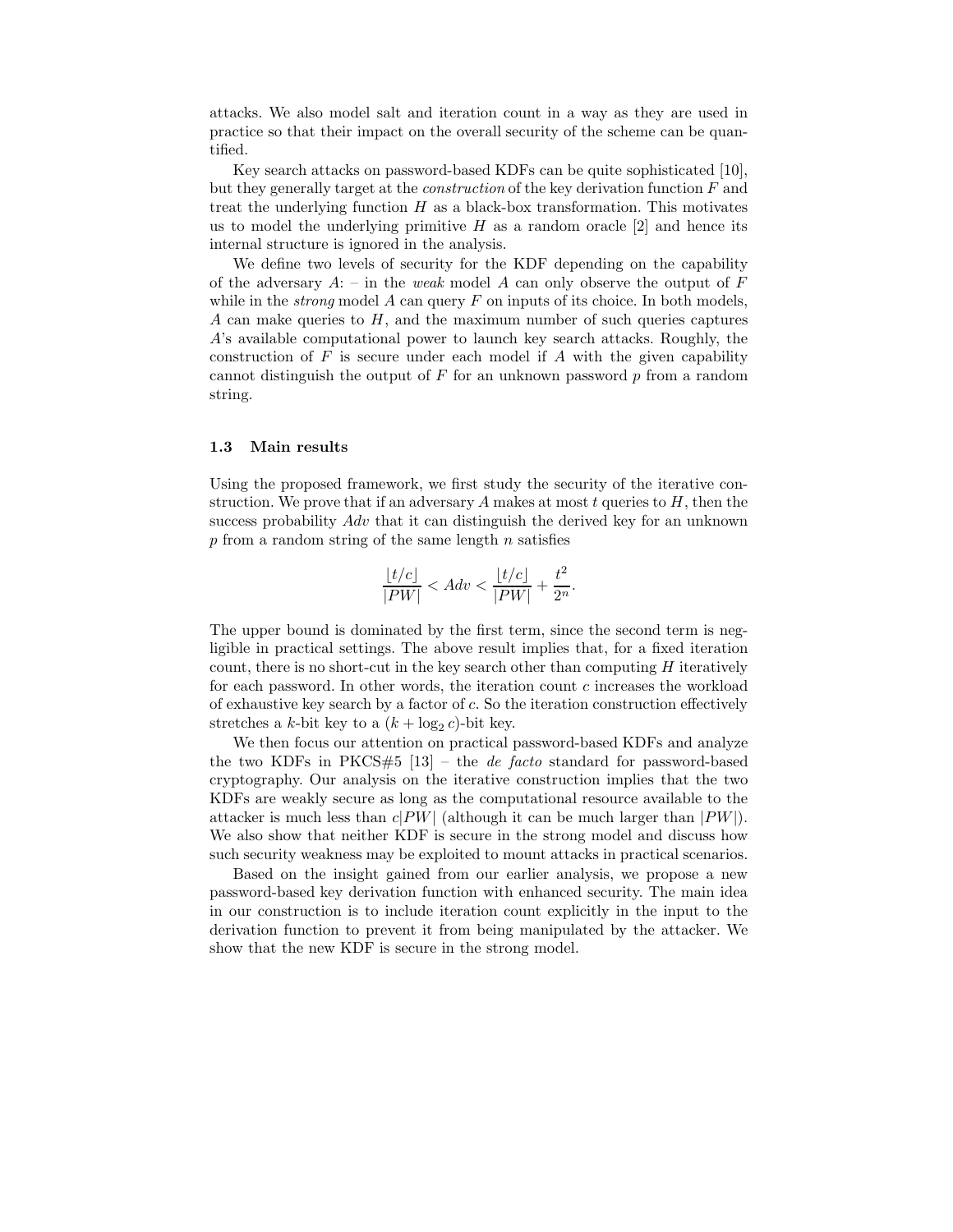attacks. We also model salt and iteration count in a way as they are used in practice so that their impact on the overall security of the scheme can be quantified.

Key search attacks on password-based KDFs can be quite sophisticated [10], but they generally target at the *construction* of the key derivation function $F$ and treat the underlying function $H$ as a black-box transformation. This motivates us to model the underlying primitive $H$ as a random oracle [2] and hence its internal structure is ignored in the analysis.

We define two levels of security for the KDF depending on the capability of the adversary $A$: – in the *weak* model $A$ can only observe the output of $F$ while in the *strong* model $A$ can query $F$ on inputs of its choice. In both models, $A$ can make queries to $H$, and the maximum number of such queries captures $A$'s available computational power to launch key search attacks. Roughly, the construction of $F$ is secure under each model if $A$ with the given capability cannot distinguish the output of $F$ for an unknown password $p$ from a random string.

### 1.3 Main results

Using the proposed framework, we first study the security of the iterative construction. We prove that if an adversary $A$ makes at most $t$ queries to $H$, then the success probability $Adv$ that it can distinguish the derived key for an unknown $p$ from a random string of the same length $n$ satisfies

$$\frac{\lfloor t/c \rfloor}{|PW|} < Adv < \frac{\lfloor t/c \rfloor}{|PW|} + \frac{t^2}{2^n}.$$

The upper bound is dominated by the first term, since the second term is negligible in practical settings. The above result implies that, for a fixed iteration count, there is no short-cut in the key search other than computing $H$ iteratively for each password. In other words, the iteration count $c$ increases the workload of exhaustive key search by a factor of $c$. So the iteration construction effectively stretches a $k$-bit key to a $(k + \log_2 c)$-bit key.

We then focus our attention on practical password-based KDFs and analyze the two KDFs in PKCS#5 [13] – the *de facto* standard for password-based cryptography. Our analysis on the iterative construction implies that the two KDFs are weakly secure as long as the computational resource available to the attacker is much less than $c|PW|$ (although it can be much larger than $|PW|$). We also show that neither KDF is secure in the strong model and discuss how such security weakness may be exploited to mount attacks in practical scenarios.

Based on the insight gained from our earlier analysis, we propose a new password-based key derivation function with enhanced security. The main idea in our construction is to include iteration count explicitly in the input to the derivation function to prevent it from being manipulated by the attacker. We show that the new KDF is secure in the strong model.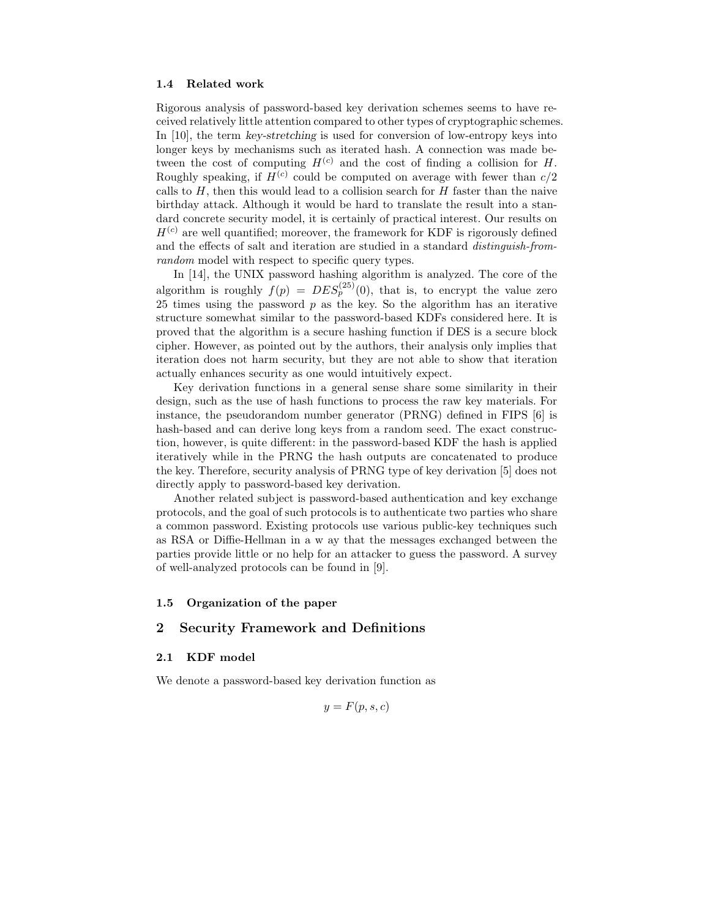### 1.4 Related work

Rigorous analysis of password-based key derivation schemes seems to have received relatively little attention compared to other types of cryptographic schemes. In [10], the term *key-stretching* is used for conversion of low-entropy keys into longer keys by mechanisms such as iterated hash. A connection was made between the cost of computing $H^{(c)}$ and the cost of finding a collision for $H$. Roughly speaking, if $H^{(c)}$ could be computed on average with fewer than $c/2$ calls to $H$, then this would lead to a collision search for $H$ faster than the naive birthday attack. Although it would be hard to translate the result into a standard concrete security model, it is certainly of practical interest. Our results on $H^{(c)}$ are well quantified; moreover, the framework for KDF is rigorously defined and the effects of salt and iteration are studied in a standard *distinguish-from-random* model with respect to specific query types.

In [14], the UNIX password hashing algorithm is analyzed. The core of the algorithm is roughly $f(p) = DES_p^{(25)}(0)$, that is, to encrypt the value zero 25 times using the password $p$ as the key. So the algorithm has an iterative structure somewhat similar to the password-based KDFs considered here. It is proved that the algorithm is a secure hashing function if DES is a secure block cipher. However, as pointed out by the authors, their analysis only implies that iteration does not harm security, but they are not able to show that iteration actually enhances security as one would intuitively expect.

Key derivation functions in a general sense share some similarity in their design, such as the use of hash functions to process the raw key materials. For instance, the pseudorandom number generator (PRNG) defined in FIPS [6] is hash-based and can derive long keys from a random seed. The exact construction, however, is quite different: in the password-based KDF the hash is applied iteratively while in the PRNG the hash outputs are concatenated to produce the key. Therefore, security analysis of PRNG type of key derivation [5] does not directly apply to password-based key derivation.

Another related subject is password-based authentication and key exchange protocols, and the goal of such protocols is to authenticate two parties who share a common password. Existing protocols use various public-key techniques such as RSA or Diffie-Hellman in a w ay that the messages exchanged between the parties provide little or no help for an attacker to guess the password. A survey of well-analyzed protocols can be found in [9].

### 1.5 Organization of the paper

## 2 Security Framework and Definitions

### 2.1 KDF model

We denote a password-based key derivation function as

$$y = F(p, s, c)$$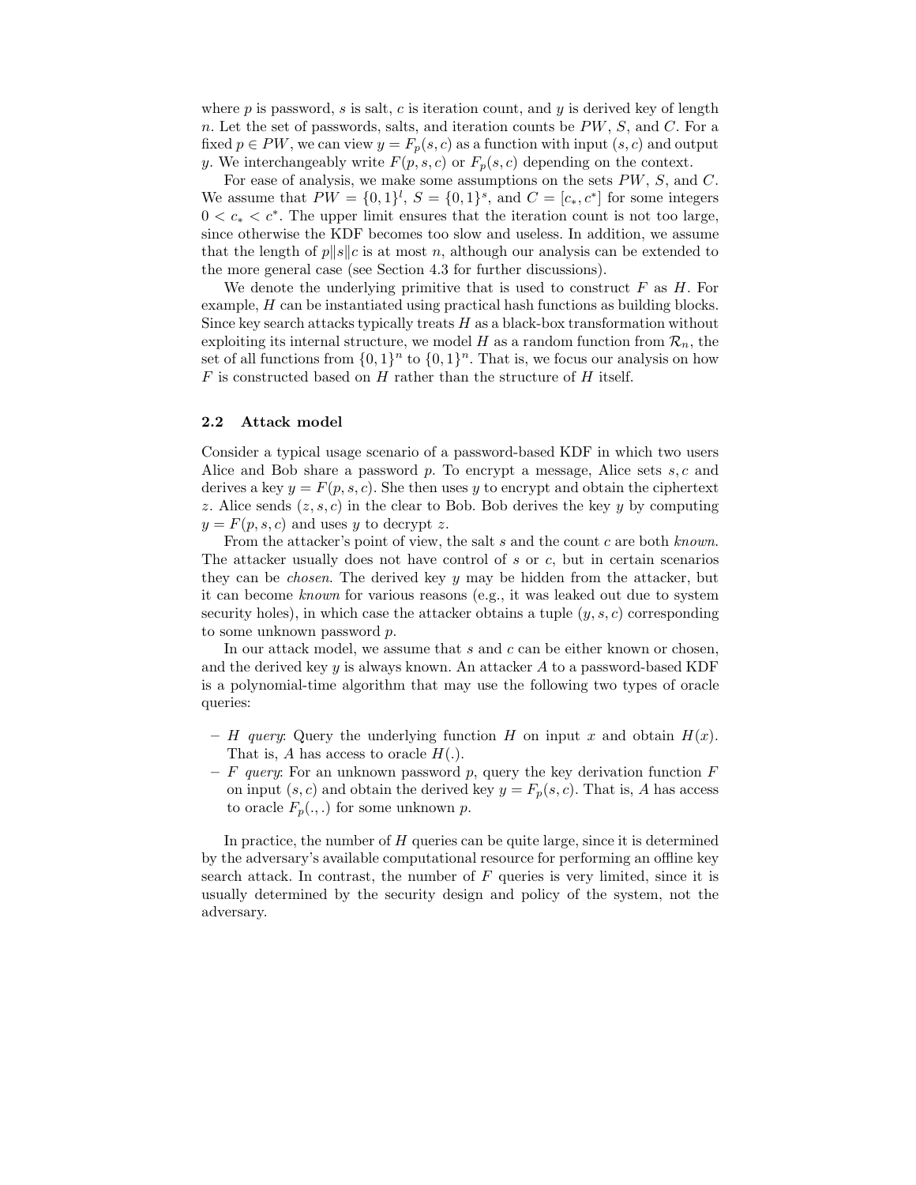where $p$ is password, $s$ is salt, $c$ is iteration count, and $y$ is derived key of length $n$. Let the set of passwords, salts, and iteration counts be $PW$, $S$, and $C$. For a fixed $p \in PW$, we can view $y = F_p(s, c)$ as a function with input $(s, c)$ and output $y$. We interchangeably write $F(p, s, c)$ or $F_p(s, c)$ depending on the context.

For ease of analysis, we make some assumptions on the sets $PW$, $S$, and $C$. We assume that $PW = \{0, 1\}^l$, $S = \{0, 1\}^s$, and $C = [c_*, c^*]$ for some integers $0 < c_* < c^*$. The upper limit ensures that the iteration count is not too large, since otherwise the KDF becomes too slow and useless. In addition, we assume that the length of $p\|s\|c$ is at most $n$, although our analysis can be extended to the more general case (see Section 4.3 for further discussions).

We denote the underlying primitive that is used to construct $F$ as $H$. For example, $H$ can be instantiated using practical hash functions as building blocks. Since key search attacks typically treats $H$ as a black-box transformation without exploiting its internal structure, we model $H$ as a random function from $\mathcal{R}_n$, the set of all functions from $\{0, 1\}^n$ to $\{0, 1\}^n$. That is, we focus our analysis on how $F$ is constructed based on $H$ rather than the structure of $H$ itself.

### 2.2 Attack model

Consider a typical usage scenario of a password-based KDF in which two users Alice and Bob share a password $p$. To encrypt a message, Alice sets $s, c$ and derives a key $y = F(p, s, c)$. She then uses $y$ to encrypt and obtain the ciphertext $z$. Alice sends $(z, s, c)$ in the clear to Bob. Bob derives the key $y$ by computing $y = F(p, s, c)$ and uses $y$ to decrypt $z$.

From the attacker's point of view, the salt $s$ and the count $c$ are both *known*. The attacker usually does not have control of $s$ or $c$, but in certain scenarios they can be *chosen*. The derived key $y$ may be hidden from the attacker, but it can become *known* for various reasons (e.g., it was leaked out due to system security holes), in which case the attacker obtains a tuple $(y, s, c)$ corresponding to some unknown password $p$.

In our attack model, we assume that $s$ and $c$ can be either known or chosen, and the derived key $y$ is always known. An attacker $A$ to a password-based KDF is a polynomial-time algorithm that may use the following two types of oracle queries:

- *$H$ query*: Query the underlying function $H$ on input $x$ and obtain $H(x)$. That is, $A$ has access to oracle $H(.)$.
- *$F$ query*: For an unknown password $p$, query the key derivation function $F$ on input $(s, c)$ and obtain the derived key $y = F_p(s, c)$. That is, $A$ has access to oracle $F_p(., .)$ for some unknown $p$.

In practice, the number of $H$ queries can be quite large, since it is determined by the adversary's available computational resource for performing an offline key search attack. In contrast, the number of $F$ queries is very limited, since it is usually determined by the security design and policy of the system, not the adversary.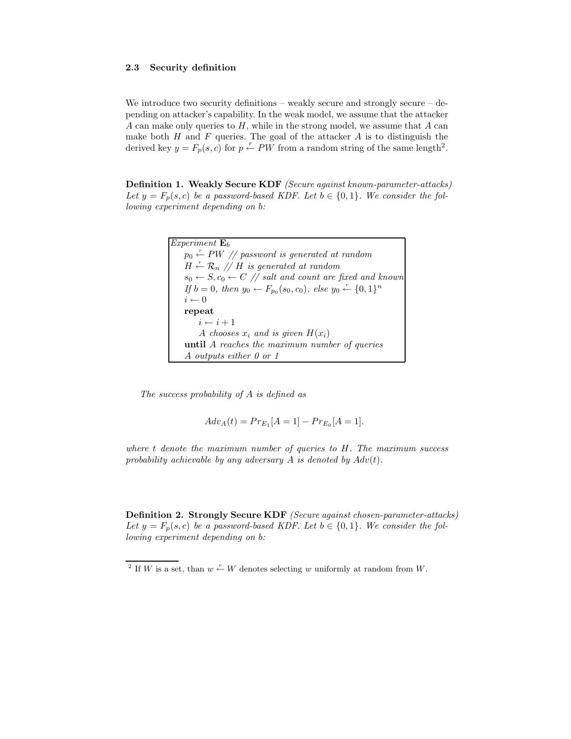### 2.3 Security definition

We introduce two security definitions – weakly secure and strongly secure – depending on attacker's capability. In the weak model, we assume that the attacker $A$ can make only queries to $H$, while in the strong model, we assume that $A$ can make both $H$ and $F$ queries. The goal of the attacker $A$ is to distinguish the derived key $y = F_p(s, c)$ for $p \xleftarrow{r} PW$ from a random string of the same length[2].

**Definition 1. Weakly Secure KDF** *(Secure against known-parameter-attacks) Let $y = F_p(s, c)$ be a password-based KDF. Let $b \in \{0, 1\}$. We consider the following experiment depending on b:*

```
Experiment E_b
    p_0 <-r- PW // password is generated at random
    H <-r- R_n // H is generated at random
    s_0 <- S, c_0 <- C // salt and count are fixed and known
    If b = 0, then y_0 <- F_{p_0}(s_0, c_0), else y_0 <-r- {0,1}^n
    i <- 0
    repeat
        i <- i + 1
        A chooses x_i and is given H(x_i)
    until A reaches the maximum number of queries
    A outputs either 0 or 1
```

*The success probability of A is defined as*

$$Adv_A(t) = Pr_{E_1}[A = 1] - Pr_{E_0}[A = 1].$$

*where $t$ denote the maximum number of queries to $H$. The maximum success probability achievable by any adversary $A$ is denoted by $Adv(t)$.*

**Definition 2. Strongly Secure KDF** *(Secure against chosen-parameter-attacks) Let $y = F_p(s, c)$ be a password-based KDF. Let $b \in \{0, 1\}$. We consider the following experiment depending on b:*

---

[2] If $W$ is a set, than $w \xleftarrow{r} W$ denotes selecting $w$ uniformly at random from $W$.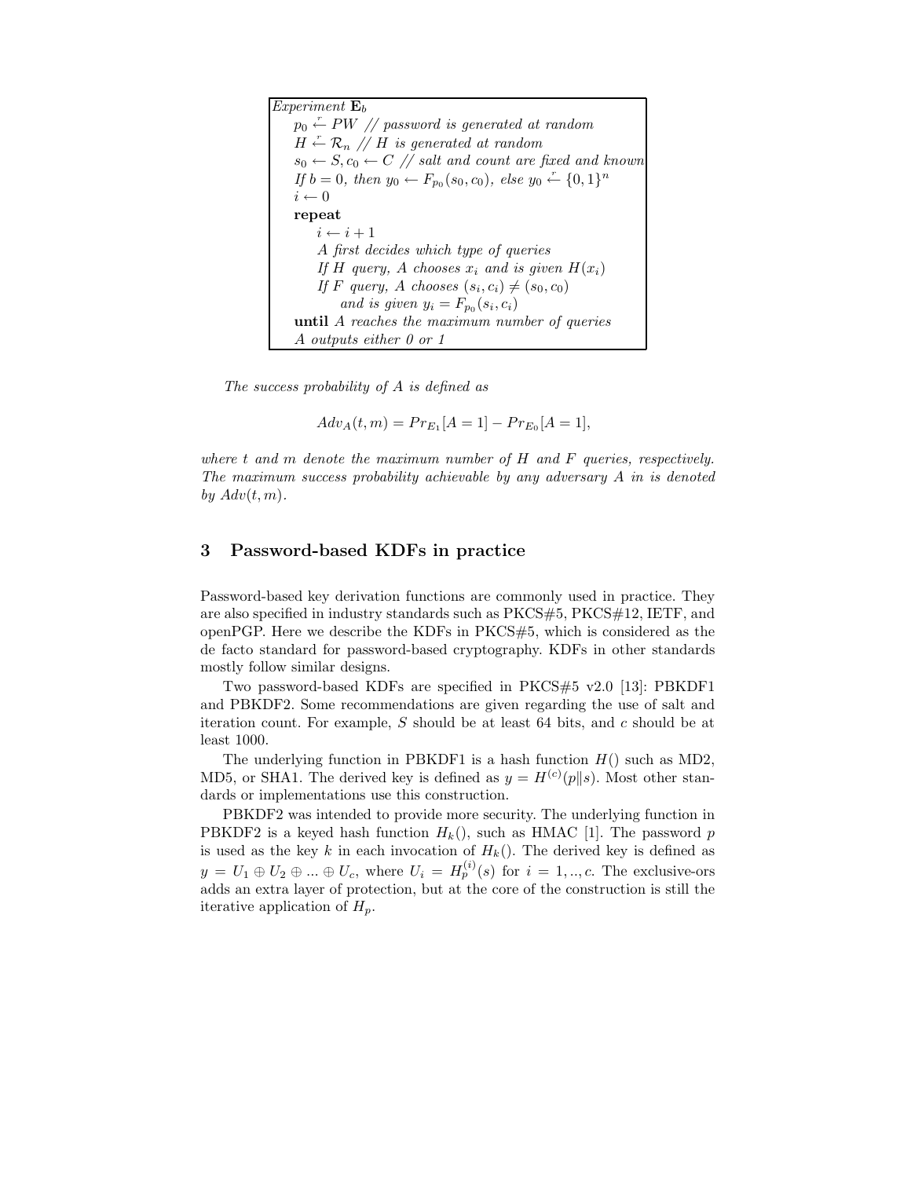```
Experiment E_b
    p_0 ←r PW // password is generated at random
    H ←r R_n // H is generated at random
    s_0 ← S, c_0 ← C // salt and count are fixed and known
    If b = 0, then y_0 ← F_{p_0}(s_0, c_0), else y_0 ←r {0,1}^n
    i ← 0
    repeat
        i ← i + 1
        A first decides which type of queries
        If H query, A chooses x_i and is given H(x_i)
        If F query, A chooses (s_i, c_i) ≠ (s_0, c_0)
            and is given y_i = F_{p_0}(s_i, c_i)
    until A reaches the maximum number of queries
    A outputs either 0 or 1
```

*The success probability of $A$ is defined as*

$$Adv_A(t, m) = Pr_{E_1}[A = 1] - Pr_{E_0}[A = 1],$$

*where $t$ and $m$ denote the maximum number of $H$ and $F$ queries, respectively. The maximum success probability achievable by any adversary $A$ in is denoted by $Adv(t, m)$.*

## 3 Password-based KDFs in practice

Password-based key derivation functions are commonly used in practice. They are also specified in industry standards such as PKCS#5, PKCS#12, IETF, and openPGP. Here we describe the KDFs in PKCS#5, which is considered as the de facto standard for password-based cryptography. KDFs in other standards mostly follow similar designs.

Two password-based KDFs are specified in PKCS#5 v2.0 [13]: PBKDF1 and PBKDF2. Some recommendations are given regarding the use of salt and iteration count. For example, $S$ should be at least 64 bits, and $c$ should be at least 1000.

The underlying function in PBKDF1 is a hash function $H()$ such as MD2, MD5, or SHA1. The derived key is defined as $y = H^{(c)}(p\|s)$. Most other standards or implementations use this construction.

PBKDF2 was intended to provide more security. The underlying function in PBKDF2 is a keyed hash function $H_k()$, such as HMAC [1]. The password $p$ is used as the key $k$ in each invocation of $H_k()$. The derived key is defined as $y = U_1 \oplus U_2 \oplus ... \oplus U_c$, where $U_i = H_p^{(i)}(s)$ for $i = 1, .., c$. The exclusive-ors adds an extra layer of protection, but at the core of the construction is still the iterative application of $H_p$.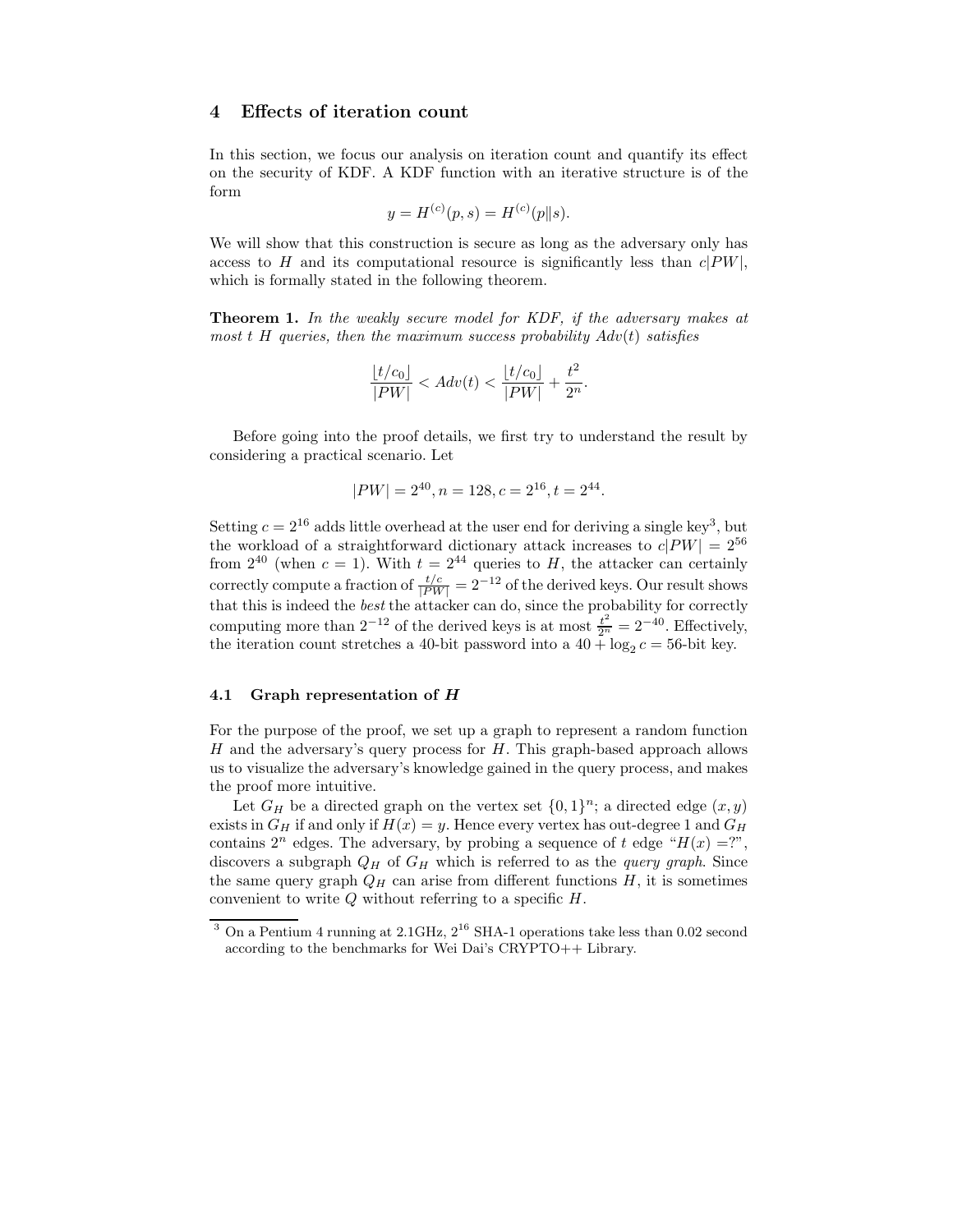## 4 Effects of iteration count

In this section, we focus our analysis on iteration count and quantify its effect on the security of KDF. A KDF function with an iterative structure is of the form

$$y = H^{(c)}(p, s) = H^{(c)}(p \| s).$$

We will show that this construction is secure as long as the adversary only has access to $H$ and its computational resource is significantly less than $c|PW|$, which is formally stated in the following theorem.

**Theorem 1.** *In the weakly secure model for KDF, if the adversary makes at most $t$ $H$ queries, then the maximum success probability $Adv(t)$ satisfies*

$$\frac{\lfloor t/c_0 \rfloor}{|PW|} < Adv(t) < \frac{\lfloor t/c_0 \rfloor}{|PW|} + \frac{t^2}{2^n}.$$

Before going into the proof details, we first try to understand the result by considering a practical scenario. Let

$$|PW| = 2^{40}, n = 128, c = 2^{16}, t = 2^{44}.$$

Setting $c = 2^{16}$ adds little overhead at the user end for deriving a single key[3], but the workload of a straightforward dictionary attack increases to $c|PW| = 2^{56}$ from $2^{40}$ (when $c = 1$). With $t = 2^{44}$ queries to $H$, the attacker can certainly correctly compute a fraction of $\frac{t/c}{|PW|} = 2^{-12}$ of the derived keys. Our result shows that this is indeed the *best* the attacker can do, since the probability for correctly computing more than $2^{-12}$ of the derived keys is at most $\frac{t^2}{2^n} = 2^{-40}$. Effectively, the iteration count stretches a 40-bit password into a $40 + \log_2 c = 56$-bit key.

### 4.1 Graph representation of *H*

For the purpose of the proof, we set up a graph to represent a random function $H$ and the adversary's query process for $H$. This graph-based approach allows us to visualize the adversary's knowledge gained in the query process, and makes the proof more intuitive.

Let $G_H$ be a directed graph on the vertex set $\{0,1\}^n$; a directed edge $(x, y)$ exists in $G_H$ if and only if $H(x) = y$. Hence every vertex has out-degree 1 and $G_H$ contains $2^n$ edges. The adversary, by probing a sequence of $t$ edge "$H(x) =$?", discovers a subgraph $Q_H$ of $G_H$ which is referred to as the *query graph*. Since the same query graph $Q_H$ can arise from different functions $H$, it is sometimes convenient to write $Q$ without referring to a specific $H$.

[3] On a Pentium 4 running at 2.1GHz, $2^{16}$ SHA-1 operations take less than 0.02 second according to the benchmarks for Wei Dai's CRYPTO++ Library.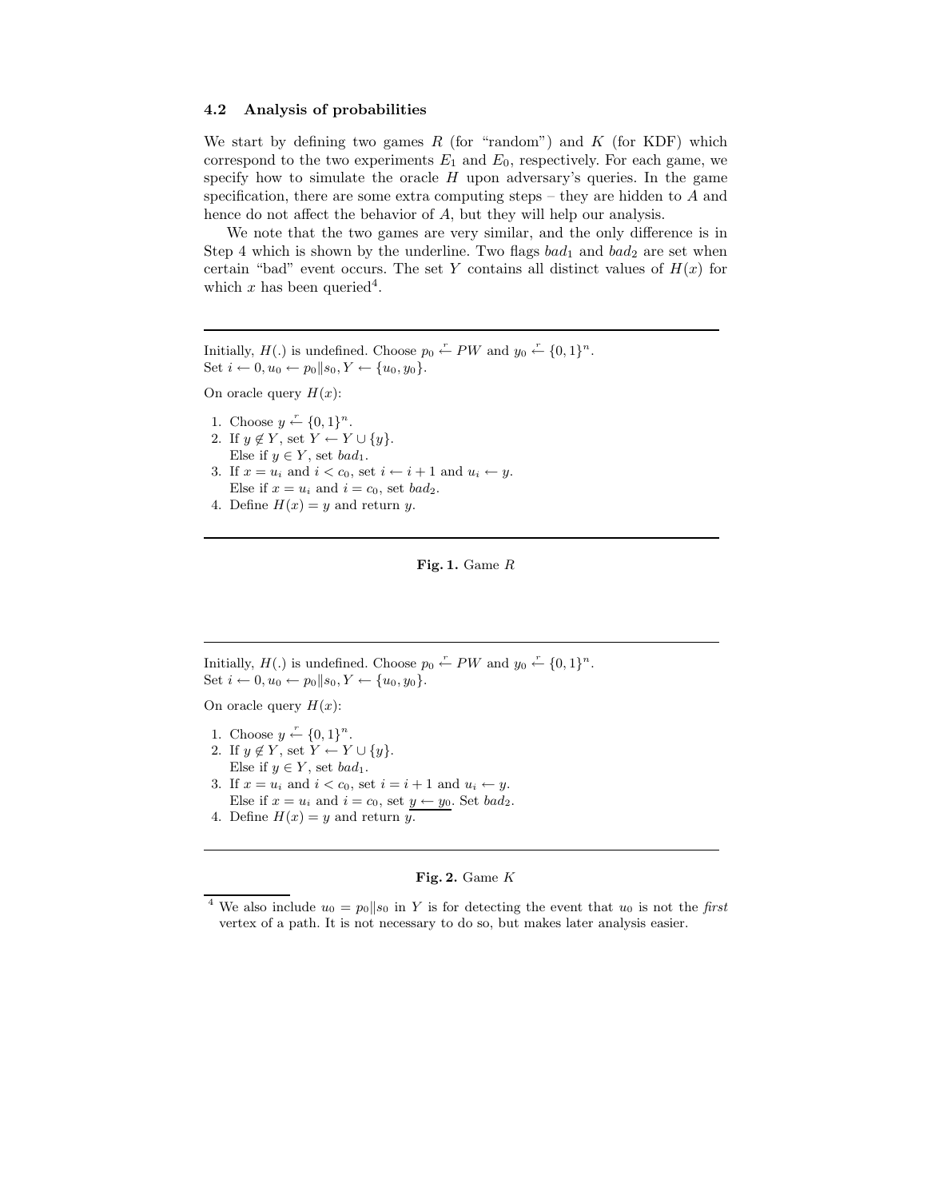### 4.2 Analysis of probabilities

We start by defining two games $R$ (for "random") and $K$ (for KDF) which correspond to the two experiments $E_1$ and $E_0$, respectively. For each game, we specify how to simulate the oracle $H$ upon adversary's queries. In the game specification, there are some extra computing steps – they are hidden to $A$ and hence do not affect the behavior of $A$, but they will help our analysis.

We note that the two games are very similar, and the only difference is in Step 4 which is shown by the underline. Two flags $bad_1$ and $bad_2$ are set when certain "bad" event occurs. The set $Y$ contains all distinct values of $H(x)$ for which $x$ has been queried[4].

---

Initially, $H(.)$ is undefined. Choose $p_0 \xleftarrow{r} PW$ and $y_0 \xleftarrow{r} \{0,1\}^n$.
Set $i \leftarrow 0, u_0 \leftarrow p_0 \| s_0, Y \leftarrow \{u_0, y_0\}$.

On oracle query $H(x)$:

1. Choose $y \xleftarrow{r} \{0,1\}^n$.
2. If $y \notin Y$, set $Y \leftarrow Y \cup \{y\}$.
   Else if $y \in Y$, set $bad_1$.
3. If $x = u_i$ and $i < c_0$, set $i \leftarrow i+1$ and $u_i \leftarrow y$.
   Else if $x = u_i$ and $i = c_0$, set $bad_2$.
4. Define $H(x) = y$ and return $y$.

---

**Fig. 1.** Game $R$

---

Initially, $H(.)$ is undefined. Choose $p_0 \xleftarrow{r} PW$ and $y_0 \xleftarrow{r} \{0,1\}^n$.
Set $i \leftarrow 0, u_0 \leftarrow p_0 \| s_0, Y \leftarrow \{u_0, y_0\}$.

On oracle query $H(x)$:

1. Choose $y \xleftarrow{r} \{0,1\}^n$.
2. If $y \notin Y$, set $Y \leftarrow Y \cup \{y\}$.
   Else if $y \in Y$, set $bad_1$.
3. If $x = u_i$ and $i < c_0$, set $i = i+1$ and $u_i \leftarrow y$.
   Else if $x = u_i$ and $i = c_0$, set $\underline{y \leftarrow y_0}$. Set $bad_2$.
4. Define $H(x) = y$ and return $y$.

---

**Fig. 2.** Game $K$

[4] We also include $u_0 = p_0 \| s_0$ in $Y$ is for detecting the event that $u_0$ is not the *first* vertex of a path. It is not necessary to do so, but makes later analysis easier.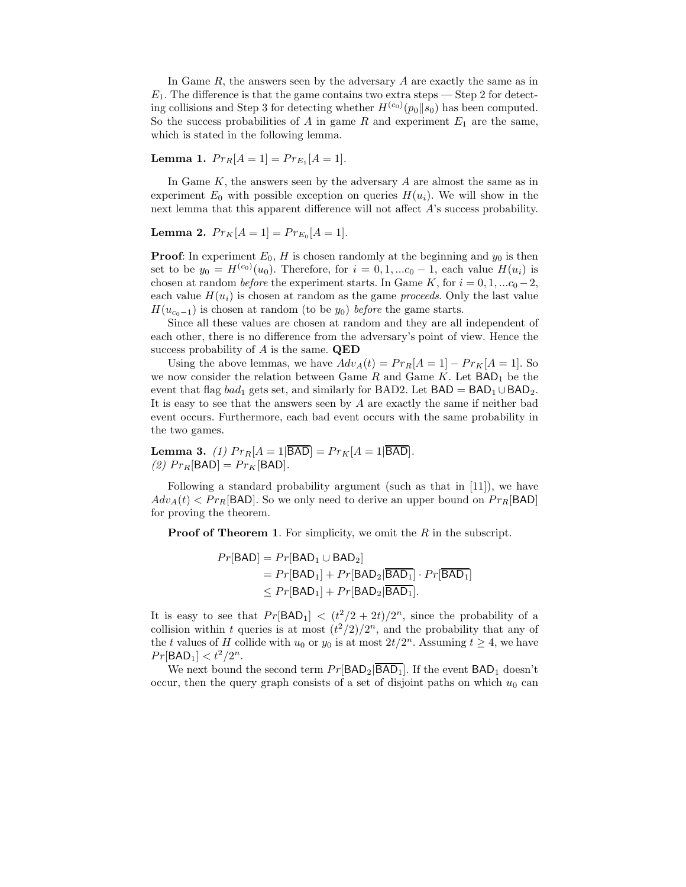In Game $R$, the answers seen by the adversary $A$ are exactly the same as in $E_1$. The difference is that the game contains two extra steps — Step 2 for detecting collisions and Step 3 for detecting whether $H^{(c_0)}(p_0\|s_0)$ has been computed. So the success probabilities of $A$ in game $R$ and experiment $E_1$ are the same, which is stated in the following lemma.

**Lemma 1.** $Pr_R[A = 1] = Pr_{E_1}[A = 1]$.

In Game $K$, the answers seen by the adversary $A$ are almost the same as in experiment $E_0$ with possible exception on queries $H(u_i)$. We will show in the next lemma that this apparent difference will not affect $A$'s success probability.

**Lemma 2.** $Pr_K[A = 1] = Pr_{E_0}[A = 1]$.

**Proof**: In experiment $E_0$, $H$ is chosen randomly at the beginning and $y_0$ is then set to be $y_0 = H^{(c_0)}(u_0)$. Therefore, for $i = 0, 1, ...c_0 - 1$, each value $H(u_i)$ is chosen at random *before* the experiment starts. In Game $K$, for $i = 0, 1, ...c_0 - 2$, each value $H(u_i)$ is chosen at random as the game *proceeds*. Only the last value $H(u_{c_0-1})$ is chosen at random (to be $y_0$) *before* the game starts.

Since all these values are chosen at random and they are all independent of each other, there is no difference from the adversary's point of view. Hence the success probability of $A$ is the same. **QED**

Using the above lemmas, we have $Adv_A(t) = Pr_R[A = 1] - Pr_K[A = 1]$. So we now consider the relation between Game $R$ and Game $K$. Let $\mathsf{BAD}_1$ be the event that flag $bad_1$ gets set, and similarly for BAD2. Let $\mathsf{BAD} = \mathsf{BAD}_1 \cup \mathsf{BAD}_2$. It is easy to see that the answers seen by $A$ are exactly the same if neither bad event occurs. Furthermore, each bad event occurs with the same probability in the two games.

**Lemma 3.** *(1)* $Pr_R[A = 1|\overline{\mathsf{BAD}}] = Pr_K[A = 1|\overline{\mathsf{BAD}}]$.
*(2)* $Pr_R[\mathsf{BAD}] = Pr_K[\mathsf{BAD}]$.

Following a standard probability argument (such as that in [11]), we have $Adv_A(t) < Pr_R[\mathsf{BAD}]$. So we only need to derive an upper bound on $Pr_R[\mathsf{BAD}]$ for proving the theorem.

**Proof of Theorem 1**. For simplicity, we omit the $R$ in the subscript.

$$
\begin{aligned}
Pr[\mathsf{BAD}] &= Pr[\mathsf{BAD}_1 \cup \mathsf{BAD}_2] \\
&= Pr[\mathsf{BAD}_1] + Pr[\mathsf{BAD}_2|\overline{\mathsf{BAD}_1}] \cdot Pr[\overline{\mathsf{BAD}_1}] \\
&\leq Pr[\mathsf{BAD}_1] + Pr[\mathsf{BAD}_2|\overline{\mathsf{BAD}_1}].
\end{aligned}
$$

It is easy to see that $Pr[\mathsf{BAD}_1] < (t^2/2 + 2t)/2^n$, since the probability of a collision within $t$ queries is at most $(t^2/2)/2^n$, and the probability that any of the $t$ values of $H$ collide with $u_0$ or $y_0$ is at most $2t/2^n$. Assuming $t \geq 4$, we have $Pr[\mathsf{BAD}_1] < t^2/2^n$.

We next bound the second term $Pr[\mathsf{BAD}_2|\overline{\mathsf{BAD}_1}]$. If the event $\mathsf{BAD}_1$ doesn't occur, then the query graph consists of a set of disjoint paths on which $u_0$ can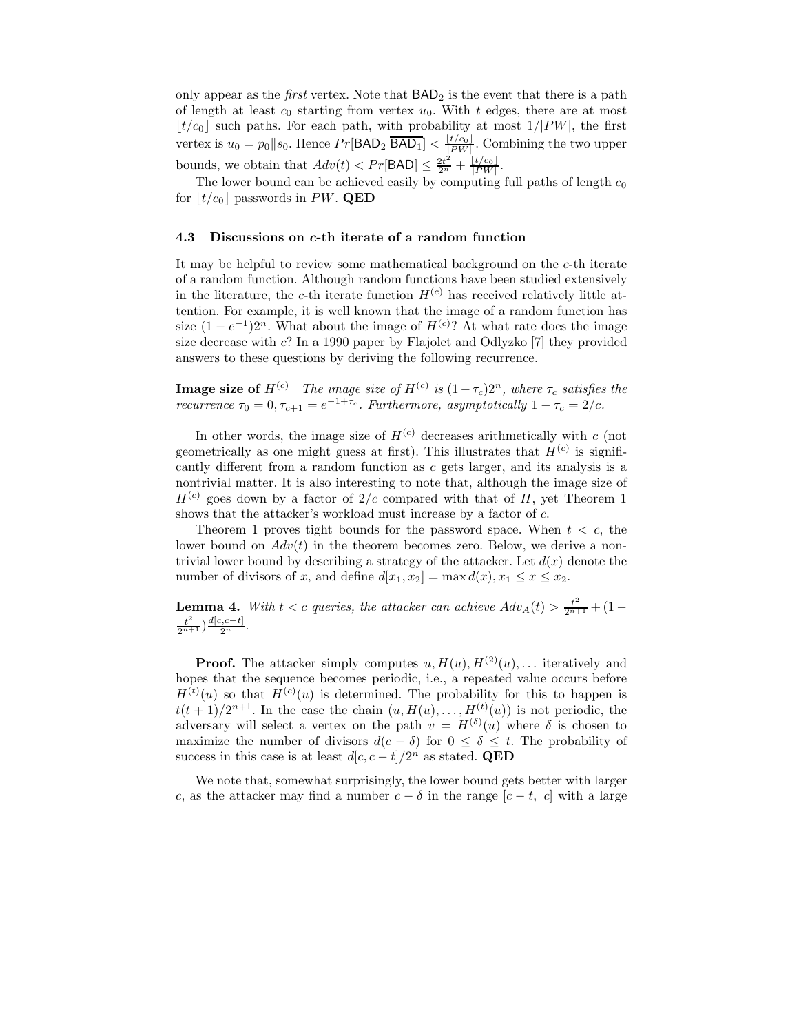only appear as the *first* vertex. Note that $\mathsf{BAD}_2$ is the event that there is a path of length at least $c_0$ starting from vertex $u_0$. With $t$ edges, there are at most $\lfloor t/c_0 \rfloor$ such paths. For each path, with probability at most $1/|PW|$, the first vertex is $u_0 = p_0 \| s_0$. Hence $Pr[\mathsf{BAD}_2|\overline{\mathsf{BAD}_1}] < \frac{\lfloor t/c_0 \rfloor}{|PW|}$. Combining the two upper bounds, we obtain that $Adv(t) < Pr[\mathsf{BAD}] \le \frac{2t^2}{2^n} + \frac{\lfloor t/c_0 \rfloor}{|PW|}$.

The lower bound can be achieved easily by computing full paths of length $c_0$ for $\lfloor t/c_0 \rfloor$ passwords in $PW$. **QED**

### 4.3 Discussions on $c$-th iterate of a random function

It may be helpful to review some mathematical background on the $c$-th iterate of a random function. Although random functions have been studied extensively in the literature, the $c$-th iterate function $H^{(c)}$ has received relatively little attention. For example, it is well known that the image of a random function has size $(1 - e^{-1})2^n$. What about the image of $H^{(c)}$? At what rate does the image size decrease with $c$? In a 1990 paper by Flajolet and Odlyzko [7] they provided answers to these questions by deriving the following recurrence.

**Image size of $H^{(c)}$** *The image size of $H^{(c)}$ is $(1-\tau_c)2^n$, where $\tau_c$ satisfies the recurrence $\tau_0 = 0, \tau_{c+1} = e^{-1+\tau_c}$. Furthermore, asymptotically $1 - \tau_c = 2/c$.*

In other words, the image size of $H^{(c)}$ decreases arithmetically with $c$ (not geometrically as one might guess at first). This illustrates that $H^{(c)}$ is significantly different from a random function as $c$ gets larger, and its analysis is a nontrivial matter. It is also interesting to note that, although the image size of $H^{(c)}$ goes down by a factor of $2/c$ compared with that of $H$, yet Theorem 1 shows that the attacker's workload must increase by a factor of $c$.

Theorem 1 proves tight bounds for the password space. When $t < c$, the lower bound on $Adv(t)$ in the theorem becomes zero. Below, we derive a nontrivial lower bound by describing a strategy of the attacker. Let $d(x)$ denote the number of divisors of $x$, and define $d[x_1, x_2] = \max d(x), x_1 \le x \le x_2$.

**Lemma 4.** *With $t < c$ queries, the attacker can achieve $Adv_A(t) > \frac{t^2}{2^{n+1}} + (1 - \frac{t^2}{2^{n+1}})\frac{d[c,c-t]}{2^n}$.*

**Proof.** The attacker simply computes $u, H(u), H^{(2)}(u), \ldots$ iteratively and hopes that the sequence becomes periodic, i.e., a repeated value occurs before $H^{(t)}(u)$ so that $H^{(c)}(u)$ is determined. The probability for this to happen is $t(t+1)/2^{n+1}$. In the case the chain $(u, H(u), \ldots, H^{(t)}(u))$ is not periodic, the adversary will select a vertex on the path $v = H^{(\delta)}(u)$ where $\delta$ is chosen to maximize the number of divisors $d(c-\delta)$ for $0 \le \delta \le t$. The probability of success in this case is at least $d[c, c-t]/2^n$ as stated. **QED**

We note that, somewhat surprisingly, the lower bound gets better with larger $c$, as the attacker may find a number $c - \delta$ in the range $[c-t, \ c]$ with a large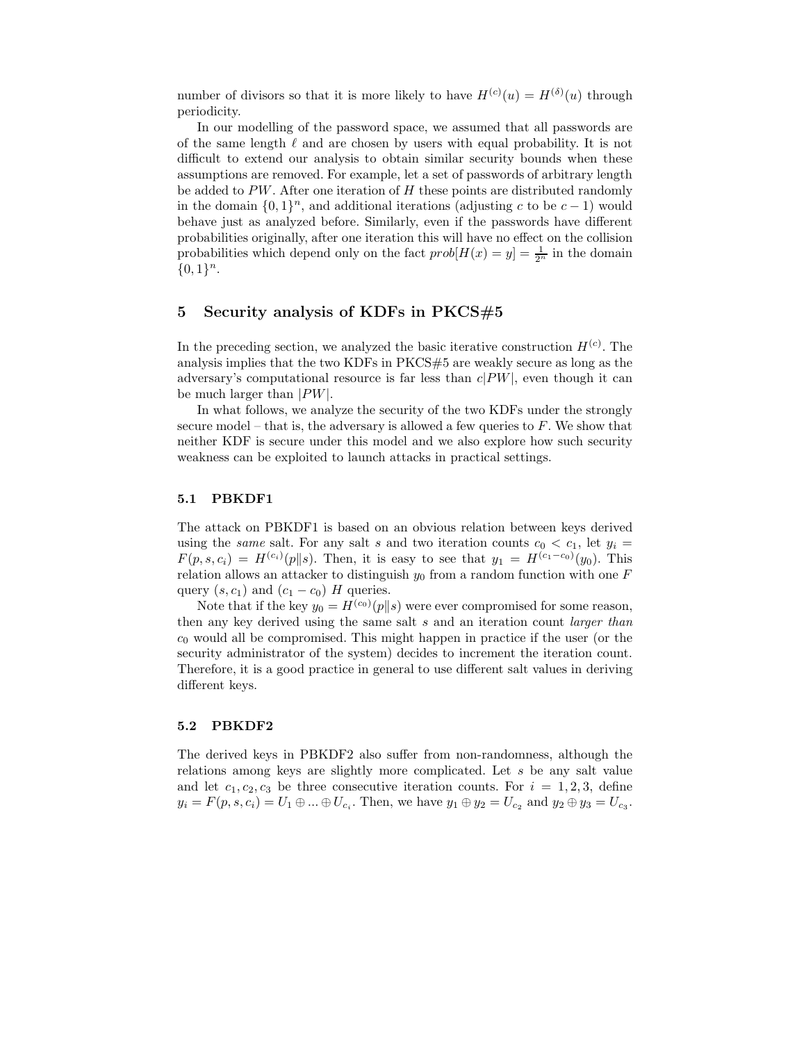number of divisors so that it is more likely to have $H^{(c)}(u) = H^{(\delta)}(u)$ through periodicity.

In our modelling of the password space, we assumed that all passwords are of the same length $\ell$ and are chosen by users with equal probability. It is not difficult to extend our analysis to obtain similar security bounds when these assumptions are removed. For example, let a set of passwords of arbitrary length be added to $PW$. After one iteration of $H$ these points are distributed randomly in the domain $\{0,1\}^n$, and additional iterations (adjusting $c$ to be $c-1$) would behave just as analyzed before. Similarly, even if the passwords have different probabilities originally, after one iteration this will have no effect on the collision probabilities which depend only on the fact $prob[H(x) = y] = \frac{1}{2^n}$ in the domain $\{0,1\}^n$.

## 5 Security analysis of KDFs in PKCS#5

In the preceding section, we analyzed the basic iterative construction $H^{(c)}$. The analysis implies that the two KDFs in PKCS#5 are weakly secure as long as the adversary's computational resource is far less than $c|PW|$, even though it can be much larger than $|PW|$.

In what follows, we analyze the security of the two KDFs under the strongly secure model – that is, the adversary is allowed a few queries to $F$. We show that neither KDF is secure under this model and we also explore how such security weakness can be exploited to launch attacks in practical settings.

### 5.1 PBKDF1

The attack on PBKDF1 is based on an obvious relation between keys derived using the *same* salt. For any salt $s$ and two iteration counts $c_0 < c_1$, let $y_i = F(p, s, c_i) = H^{(c_i)}(p\|s)$. Then, it is easy to see that $y_1 = H^{(c_1 - c_0)}(y_0)$. This relation allows an attacker to distinguish $y_0$ from a random function with one $F$ query $(s, c_1)$ and $(c_1 - c_0)$ $H$ queries.

Note that if the key $y_0 = H^{(c_0)}(p\|s)$ were ever compromised for some reason, then any key derived using the same salt $s$ and an iteration count *larger than* $c_0$ would all be compromised. This might happen in practice if the user (or the security administrator of the system) decides to increment the iteration count. Therefore, it is a good practice in general to use different salt values in deriving different keys.

### 5.2 PBKDF2

The derived keys in PBKDF2 also suffer from non-randomness, although the relations among keys are slightly more complicated. Let $s$ be any salt value and let $c_1, c_2, c_3$ be three consecutive iteration counts. For $i = 1, 2, 3$, define $y_i = F(p, s, c_i) = U_1 \oplus ... \oplus U_{c_i}$. Then, we have $y_1 \oplus y_2 = U_{c_2}$ and $y_2 \oplus y_3 = U_{c_3}$.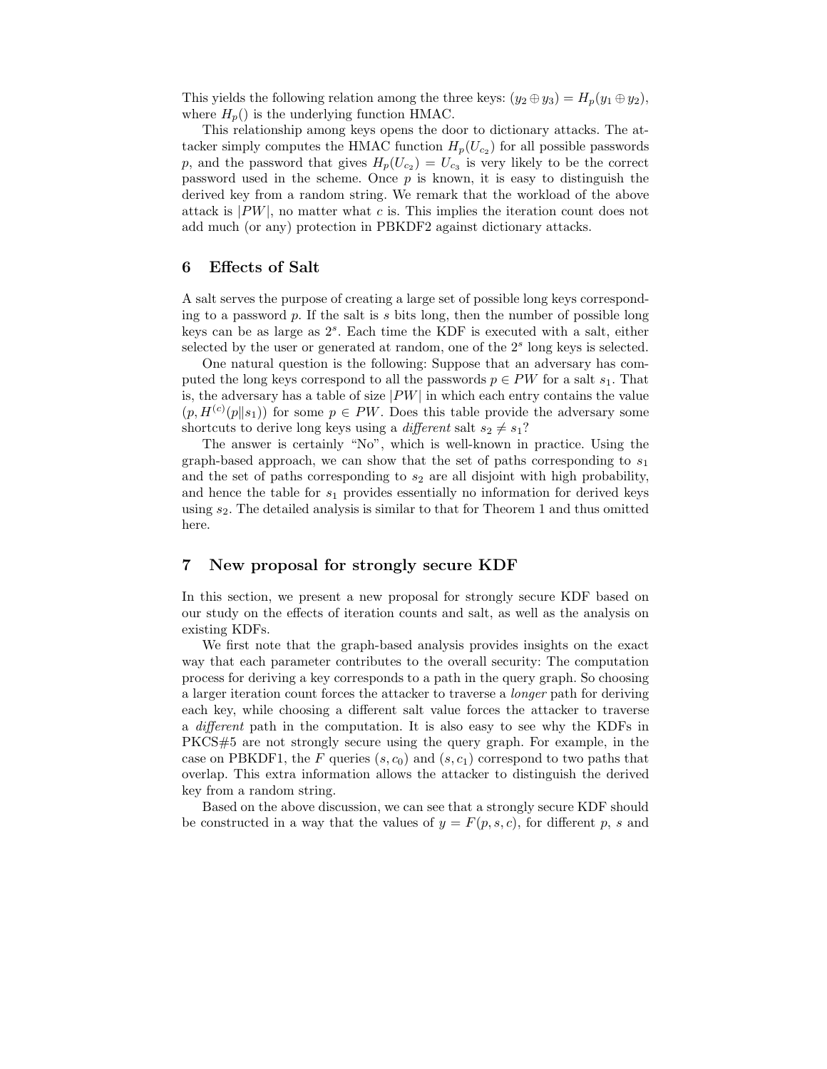This yields the following relation among the three keys: $(y_2 \oplus y_3) = H_p(y_1 \oplus y_2)$, where $H_p()$ is the underlying function HMAC.

This relationship among keys opens the door to dictionary attacks. The attacker simply computes the HMAC function $H_p(U_{c_2})$ for all possible passwords $p$, and the password that gives $H_p(U_{c_2}) = U_{c_3}$ is very likely to be the correct password used in the scheme. Once $p$ is known, it is easy to distinguish the derived key from a random string. We remark that the workload of the above attack is $|PW|$, no matter what $c$ is. This implies the iteration count does not add much (or any) protection in PBKDF2 against dictionary attacks.

## 6 Effects of Salt

A salt serves the purpose of creating a large set of possible long keys corresponding to a password $p$. If the salt is $s$ bits long, then the number of possible long keys can be as large as $2^s$. Each time the KDF is executed with a salt, either selected by the user or generated at random, one of the $2^s$ long keys is selected.

One natural question is the following: Suppose that an adversary has computed the long keys correspond to all the passwords $p \in PW$ for a salt $s_1$. That is, the adversary has a table of size $|PW|$ in which each entry contains the value $(p, H^{(c)}(p \| s_1))$ for some $p \in PW$. Does this table provide the adversary some shortcuts to derive long keys using a *different* salt $s_2 \neq s_1$?

The answer is certainly "No", which is well-known in practice. Using the graph-based approach, we can show that the set of paths corresponding to $s_1$ and the set of paths corresponding to $s_2$ are all disjoint with high probability, and hence the table for $s_1$ provides essentially no information for derived keys using $s_2$. The detailed analysis is similar to that for Theorem 1 and thus omitted here.

## 7 New proposal for strongly secure KDF

In this section, we present a new proposal for strongly secure KDF based on our study on the effects of iteration counts and salt, as well as the analysis on existing KDFs.

We first note that the graph-based analysis provides insights on the exact way that each parameter contributes to the overall security: The computation process for deriving a key corresponds to a path in the query graph. So choosing a larger iteration count forces the attacker to traverse a *longer* path for deriving each key, while choosing a different salt value forces the attacker to traverse a *different* path in the computation. It is also easy to see why the KDFs in PKCS#5 are not strongly secure using the query graph. For example, in the case on PBKDF1, the $F$ queries $(s, c_0)$ and $(s, c_1)$ correspond to two paths that overlap. This extra information allows the attacker to distinguish the derived key from a random string.

Based on the above discussion, we can see that a strongly secure KDF should be constructed in a way that the values of $y = F(p, s, c)$, for different $p$, $s$ and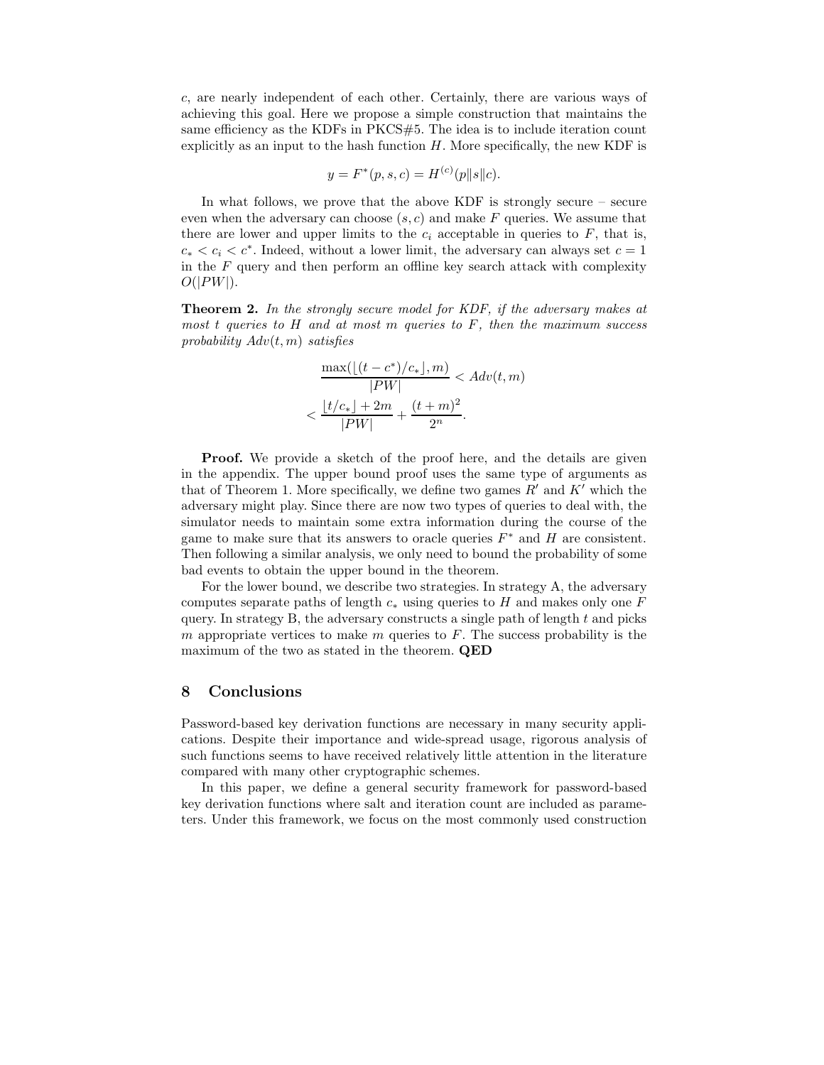$c$, are nearly independent of each other. Certainly, there are various ways of achieving this goal. Here we propose a simple construction that maintains the same efficiency as the KDFs in PKCS#5. The idea is to include iteration count explicitly as an input to the hash function $H$. More specifically, the new KDF is

$$y = F^*(p, s, c) = H^{(c)}(p\|s\|c).$$

In what follows, we prove that the above KDF is strongly secure – secure even when the adversary can choose $(s, c)$ and make $F$ queries. We assume that there are lower and upper limits to the $c_i$ acceptable in queries to $F$, that is, $c_* < c_i < c^*$. Indeed, without a lower limit, the adversary can always set $c = 1$ in the $F$ query and then perform an offline key search attack with complexity $O(|PW|)$.

**Theorem 2.** *In the strongly secure model for KDF, if the adversary makes at most $t$ queries to $H$ and at most $m$ queries to $F$, then the maximum success probability $Adv(t, m)$ satisfies*

$$\frac{\max(\lfloor (t - c^*)/c_* \rfloor, m)}{|PW|} < Adv(t, m)$$
$$< \frac{\lfloor t/c_* \rfloor + 2m}{|PW|} + \frac{(t + m)^2}{2^n}.$$

**Proof.** We provide a sketch of the proof here, and the details are given in the appendix. The upper bound proof uses the same type of arguments as that of Theorem 1. More specifically, we define two games $R'$ and $K'$ which the adversary might play. Since there are now two types of queries to deal with, the simulator needs to maintain some extra information during the course of the game to make sure that its answers to oracle queries $F^*$ and $H$ are consistent. Then following a similar analysis, we only need to bound the probability of some bad events to obtain the upper bound in the theorem.

For the lower bound, we describe two strategies. In strategy A, the adversary computes separate paths of length $c_*$ using queries to $H$ and makes only one $F$ query. In strategy B, the adversary constructs a single path of length $t$ and picks $m$ appropriate vertices to make $m$ queries to $F$. The success probability is the maximum of the two as stated in the theorem. **QED**

## 8 Conclusions

Password-based key derivation functions are necessary in many security applications. Despite their importance and wide-spread usage, rigorous analysis of such functions seems to have received relatively little attention in the literature compared with many other cryptographic schemes.

In this paper, we define a general security framework for password-based key derivation functions where salt and iteration count are included as parameters. Under this framework, we focus on the most commonly used construction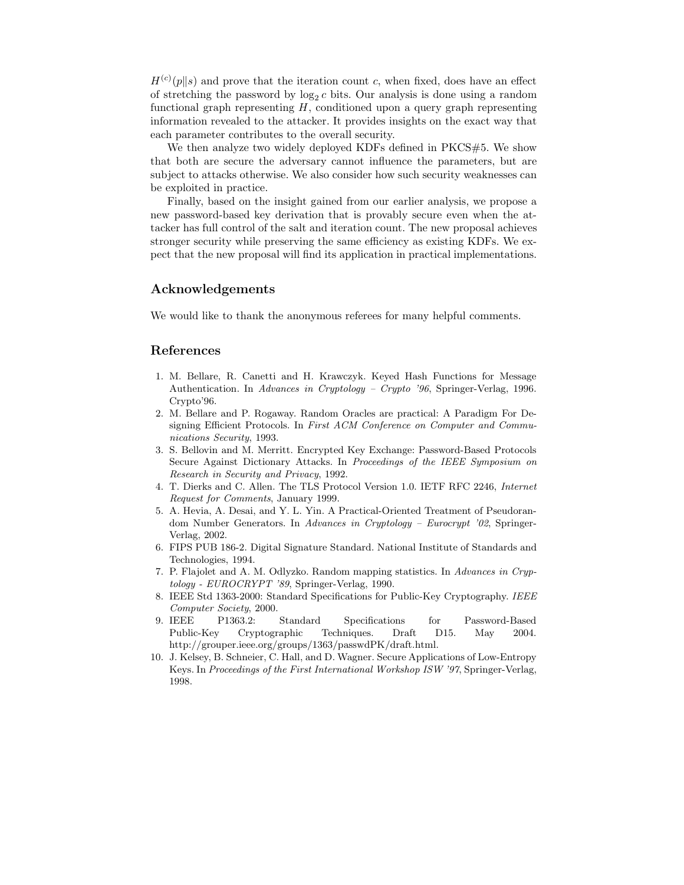$H^{(c)}(p\|s)$ and prove that the iteration count $c$, when fixed, does have an effect of stretching the password by $\log_2 c$ bits. Our analysis is done using a random functional graph representing $H$, conditioned upon a query graph representing information revealed to the attacker. It provides insights on the exact way that each parameter contributes to the overall security.

We then analyze two widely deployed KDFs defined in PKCS#5. We show that both are secure the adversary cannot influence the parameters, but are subject to attacks otherwise. We also consider how such security weaknesses can be exploited in practice.

Finally, based on the insight gained from our earlier analysis, we propose a new password-based key derivation that is provably secure even when the attacker has full control of the salt and iteration count. The new proposal achieves stronger security while preserving the same efficiency as existing KDFs. We expect that the new proposal will find its application in practical implementations.

## Acknowledgements

We would like to thank the anonymous referees for many helpful comments.

## References

1. M. Bellare, R. Canetti and H. Krawczyk. Keyed Hash Functions for Message Authentication. In *Advances in Cryptology – Crypto '96*, Springer-Verlag, 1996. Crypto'96.
2. M. Bellare and P. Rogaway. Random Oracles are practical: A Paradigm For Designing Efficient Protocols. In *First ACM Conference on Computer and Communications Security*, 1993.
3. S. Bellovin and M. Merritt. Encrypted Key Exchange: Password-Based Protocols Secure Against Dictionary Attacks. In *Proceedings of the IEEE Symposium on Research in Security and Privacy*, 1992.
4. T. Dierks and C. Allen. The TLS Protocol Version 1.0. IETF RFC 2246, *Internet Request for Comments*, January 1999.
5. A. Hevia, A. Desai, and Y. L. Yin. A Practical-Oriented Treatment of Pseudorandom Number Generators. In *Advances in Cryptology – Eurocrypt '02*, Springer-Verlag, 2002.
6. FIPS PUB 186-2. Digital Signature Standard. National Institute of Standards and Technologies, 1994.
7. P. Flajolet and A. M. Odlyzko. Random mapping statistics. In *Advances in Cryptology - EUROCRYPT '89*, Springer-Verlag, 1990.
8. IEEE Std 1363-2000: Standard Specifications for Public-Key Cryptography. *IEEE Computer Society*, 2000.
9. IEEE P1363.2: Standard Specifications for Password-Based Public-Key Cryptographic Techniques. Draft D15. May 2004. http://grouper.ieee.org/groups/1363/passwdPK/draft.html.
10. J. Kelsey, B. Schneier, C. Hall, and D. Wagner. Secure Applications of Low-Entropy Keys. In *Proceedings of the First International Workshop ISW '97*, Springer-Verlag, 1998.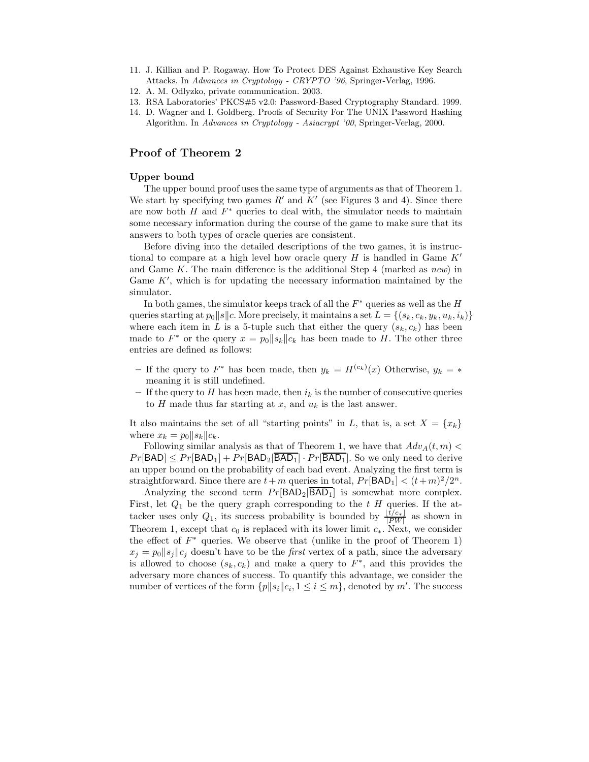11. J. Killian and P. Rogaway. How To Protect DES Against Exhaustive Key Search Attacks. In *Advances in Cryptology - CRYPTO '96*, Springer-Verlag, 1996.
12. A. M. Odlyzko, private communication. 2003.
13. RSA Laboratories' PKCS#5 v2.0: Password-Based Cryptography Standard. 1999.
14. D. Wagner and I. Goldberg. Proofs of Security For The UNIX Password Hashing Algorithm. In *Advances in Cryptology - Asiacrypt '00*, Springer-Verlag, 2000.

## Proof of Theorem 2

**Upper bound**

The upper bound proof uses the same type of arguments as that of Theorem 1. We start by specifying two games $R'$ and $K'$ (see Figures 3 and 4). Since there are now both $H$ and $F^*$ queries to deal with, the simulator needs to maintain some necessary information during the course of the game to make sure that its answers to both types of oracle queries are consistent.

Before diving into the detailed descriptions of the two games, it is instructional to compare at a high level how oracle query $H$ is handled in Game $K'$ and Game $K$. The main difference is the additional Step 4 (marked as *new*) in Game $K'$, which is for updating the necessary information maintained by the simulator.

In both games, the simulator keeps track of all the $F^*$ queries as well as the $H$ queries starting at $p_0\|s\|c$. More precisely, it maintains a set $L = \{(s_k, c_k, y_k, u_k, i_k)\}$ where each item in $L$ is a 5-tuple such that either the query $(s_k, c_k)$ has been made to $F^*$ or the query $x = p_0\|s_k\|c_k$ has been made to $H$. The other three entries are defined as follows:

- If the query to $F^*$ has been made, then $y_k = H^{(c_k)}(x)$ Otherwise, $y_k = *$ meaning it is still undefined.
- If the query to $H$ has been made, then $i_k$ is the number of consecutive queries to $H$ made thus far starting at $x$, and $u_k$ is the last answer.

It also maintains the set of all "starting points" in $L$, that is, a set $X = \{x_k\}$ where $x_k = p_0\|s_k\|c_k$.

Following similar analysis as that of Theorem 1, we have that $Adv_A(t, m) < Pr[\mathsf{BAD}] \leq Pr[\mathsf{BAD}_1] + Pr[\mathsf{BAD}_2|\overline{\mathsf{BAD}_1}] \cdot Pr[\overline{\mathsf{BAD}_1}]$. So we only need to derive an upper bound on the probability of each bad event. Analyzing the first term is straightforward. Since there are $t+m$ queries in total, $Pr[\mathsf{BAD}_1] < (t+m)^2/2^n$.

Analyzing the second term $Pr[\mathsf{BAD}_2|\overline{\mathsf{BAD}_1}]$ is somewhat more complex. First, let $Q_1$ be the query graph corresponding to the $t$ $H$ queries. If the attacker uses only $Q_1$, its success probability is bounded by $\frac{\lfloor t/c_* \rfloor}{|PW|}$ as shown in Theorem 1, except that $c_0$ is replaced with its lower limit $c_*$. Next, we consider the effect of $F^*$ queries. We observe that (unlike in the proof of Theorem 1) $x_j = p_0\|s_j\|c_j$ doesn't have to be the *first* vertex of a path, since the adversary is allowed to choose $(s_k, c_k)$ and make a query to $F^*$, and this provides the adversary more chances of success. To quantify this advantage, we consider the number of vertices of the form $\{p\|s_i\|c_i, 1 \leq i \leq m\}$, denoted by $m'$. The success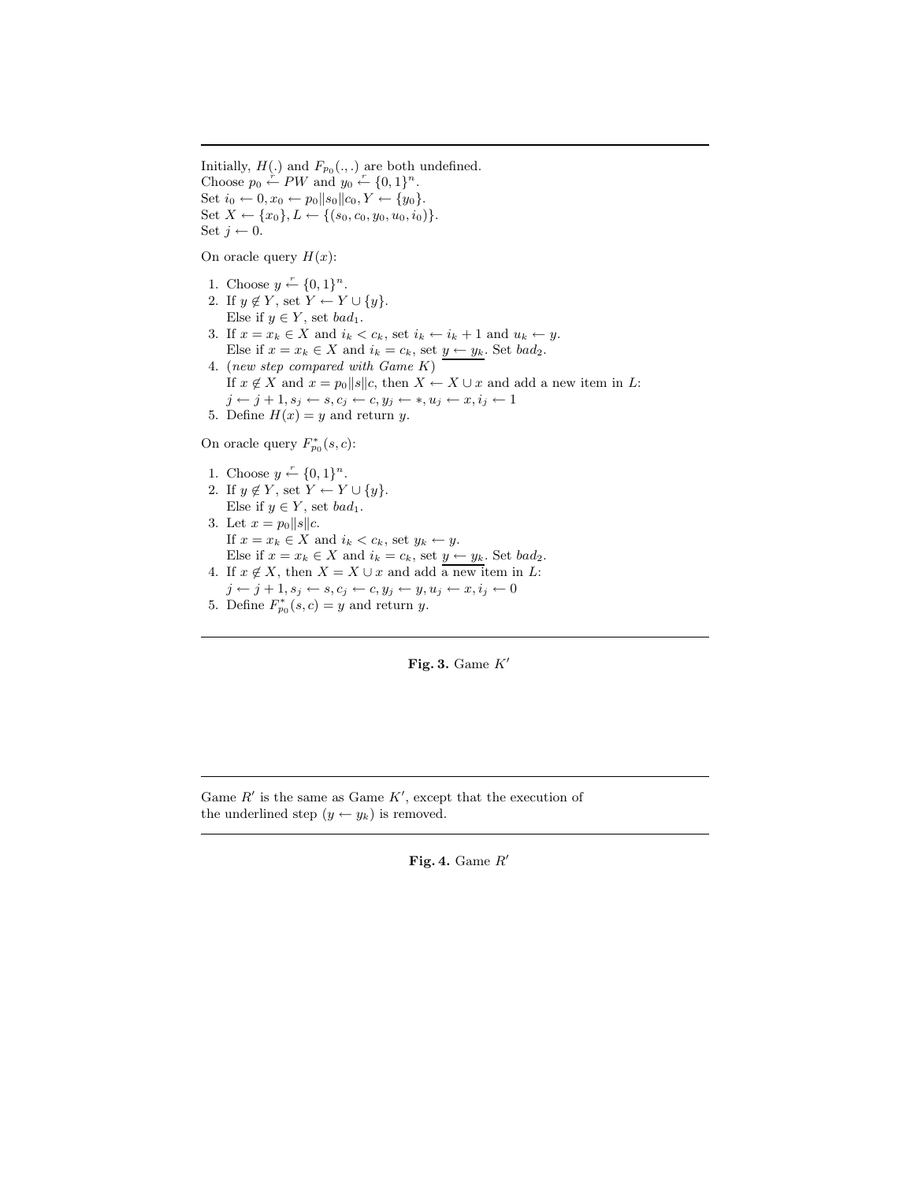Initially, $H(.)$ and $F_{p_0}(.,.)$ are both undefined.
Choose $p_0 \xleftarrow{r} PW$ and $y_0 \xleftarrow{r} \{0,1\}^n$.
Set $i_0 \leftarrow 0, x_0 \leftarrow p_0 \| s_0 \| c_0, Y \leftarrow \{y_0\}$.
Set $X \leftarrow \{x_0\}, L \leftarrow \{(s_0, c_0, y_0, u_0, i_0)\}$.
Set $j \leftarrow 0$.

On oracle query $H(x)$:

1. Choose $y \xleftarrow{r} \{0,1\}^n$.
2. If $y \notin Y$, set $Y \leftarrow Y \cup \{y\}$.
   Else if $y \in Y$, set $bad_1$.
3. If $x = x_k \in X$ and $i_k < c_k$, set $i_k \leftarrow i_k + 1$ and $u_k \leftarrow y$.
   Else if $x = x_k \in X$ and $i_k = c_k$, set $\underline{y \leftarrow y_k}$. Set $bad_2$.
4. (*new step compared with Game K*)
   If $x \notin X$ and $x = p_0 \| s \| c$, then $X \leftarrow X \cup x$ and add a new item in $L$:
   $j \leftarrow j+1, s_j \leftarrow s, c_j \leftarrow c, y_j \leftarrow *, u_j \leftarrow x, i_j \leftarrow 1$
5. Define $H(x) = y$ and return $y$.

On oracle query $F^*_{p_0}(s, c)$:

1. Choose $y \xleftarrow{r} \{0,1\}^n$.
2. If $y \notin Y$, set $Y \leftarrow Y \cup \{y\}$.
   Else if $y \in Y$, set $bad_1$.
3. Let $x = p_0 \| s \| c$.
   If $x = x_k \in X$ and $i_k < c_k$, set $y_k \leftarrow y$.
   Else if $x = x_k \in X$ and $i_k = c_k$, set $\underline{y \leftarrow y_k}$. Set $bad_2$.
4. If $x \notin X$, then $X = X \cup x$ and add a new item in $L$:
   $j \leftarrow j+1, s_j \leftarrow s, c_j \leftarrow c, y_j \leftarrow y, u_j \leftarrow x, i_j \leftarrow 0$
5. Define $F^*_{p_0}(s, c) = y$ and return $y$.

**Fig. 3.** Game $K'$

Game $R'$ is the same as Game $K'$, except that the execution of the underlined step ($y \leftarrow y_k$) is removed.

**Fig. 4.** Game $R'$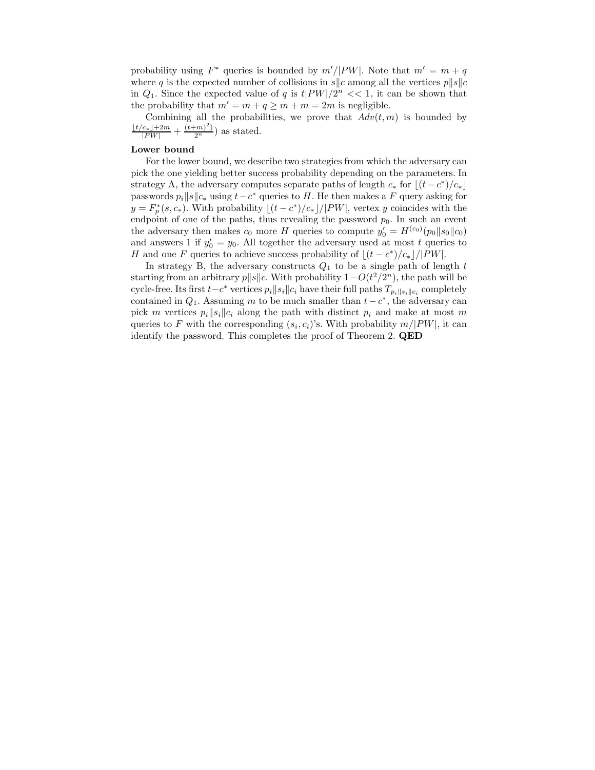probability using $F^*$ queries is bounded by $m'/|PW|$. Note that $m' = m + q$ where $q$ is the expected number of collisions in $s\|c$ among all the vertices $p\|s\|c$ in $Q_1$. Since the expected value of $q$ is $t|PW|/2^n << 1$, it can be shown that the probability that $m' = m + q \geq m + m = 2m$ is negligible.

Combining all the probabilities, we prove that $Adv(t, m)$ is bounded by $\frac{\lfloor t/c_* \rfloor + 2m}{|PW|} + \frac{(t+m)^2)}{2^n})$ as stated.

**Lower bound**

For the lower bound, we describe two strategies from which the adversary can pick the one yielding better success probability depending on the parameters. In strategy A, the adversary computes separate paths of length $c_*$ for $\lfloor (t - c^*)/c_* \rfloor$ passwords $p_i\|s\|c_*$ using $t - c^*$ queries to $H$. He then makes a $F$ query asking for $y = F_p^*(s, c_*)$. With probability $\lfloor (t - c^*)/c_* \rfloor/|PW|$, vertex $y$ coincides with the endpoint of one of the paths, thus revealing the password $p_0$. In such an event the adversary then makes $c_0$ more $H$ queries to compute $y_0' = H^{(c_0)}(p_0\|s_0\|c_0)$ and answers 1 if $y_0' = y_0$. All together the adversary used at most $t$ queries to $H$ and one $F$ queries to achieve success probability of $\lfloor (t - c^*)/c_* \rfloor/|PW|$.

In strategy B, the adversary constructs $Q_1$ to be a single path of length $t$ starting from an arbitrary $p\|s\|c$. With probability $1 - O(t^2/2^n)$, the path will be cycle-free. Its first $t - c^*$ vertices $p_i\|s_i\|c_i$ have their full paths $T_{p_i\|s_i\|c_i}$ completely contained in $Q_1$. Assuming $m$ to be much smaller than $t - c^*$, the adversary can pick $m$ vertices $p_i\|s_i\|c_i$ along the path with distinct $p_i$ and make at most $m$ queries to $F$ with the corresponding $(s_i, c_i)$'s. With probability $m/|PW|$, it can identify the password. This completes the proof of Theorem 2. **QED**